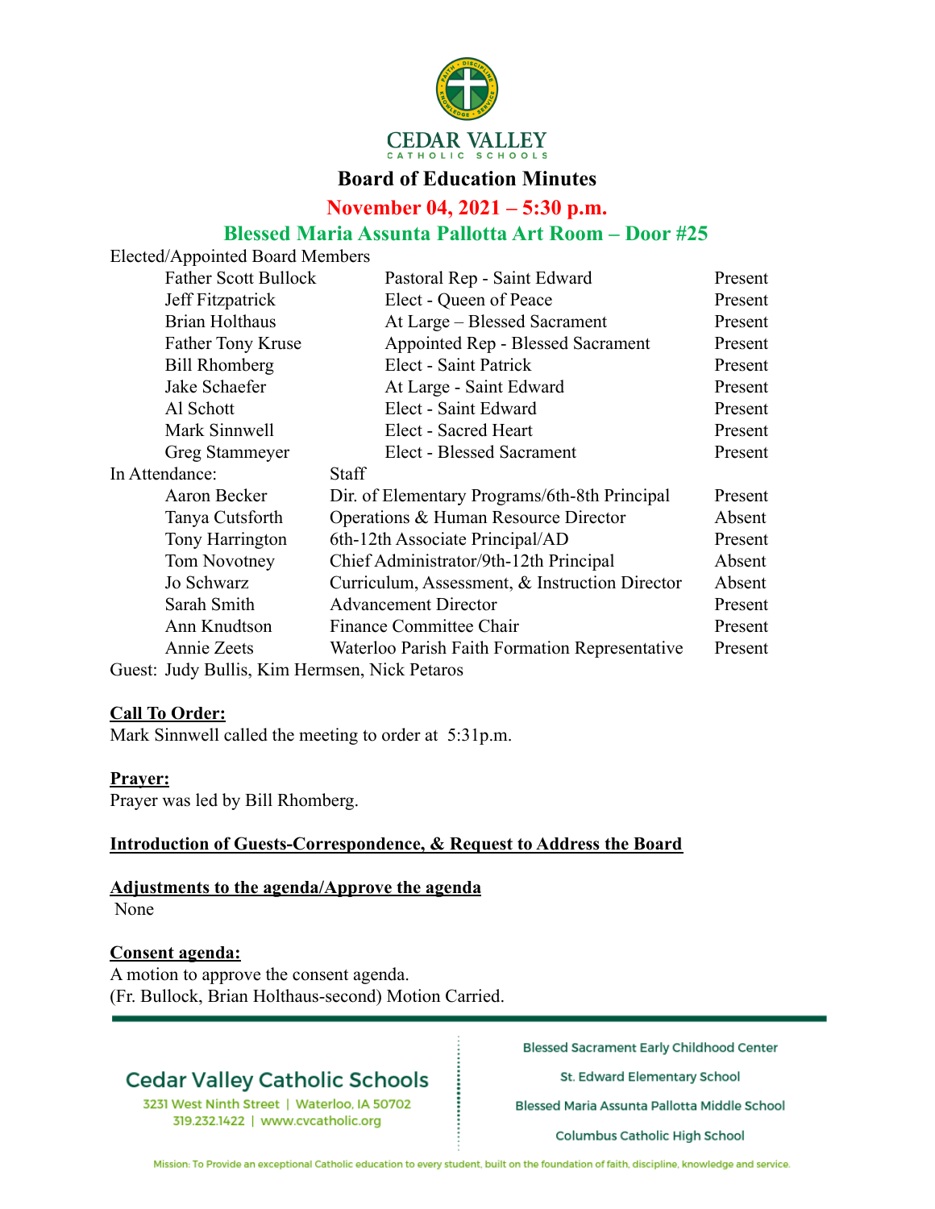**CEDAR VALLEY**
CATHOLIC SCHOOLS

# Board of Education Minutes

## November 04, 2021 – 5:30 p.m.

## Blessed Maria Assunta Pallotta Art Room – Door #25

Elected/Appointed Board Members

| | | |
|---|---|---|
| Father Scott Bullock | Pastoral Rep - Saint Edward | Present |
| Jeff Fitzpatrick | Elect - Queen of Peace | Present |
| Brian Holthaus | At Large – Blessed Sacrament | Present |
| Father Tony Kruse | Appointed Rep - Blessed Sacrament | Present |
| Bill Rhomberg | Elect - Saint Patrick | Present |
| Jake Schaefer | At Large - Saint Edward | Present |
| Al Schott | Elect - Saint Edward | Present |
| Mark Sinnwell | Elect - Sacred Heart | Present |
| Greg Stammeyer | Elect - Blessed Sacrament | Present |

In Attendance: Staff

| | | |
|---|---|---|
| Aaron Becker | Dir. of Elementary Programs/6th-8th Principal | Present |
| Tanya Cutsforth | Operations & Human Resource Director | Absent |
| Tony Harrington | 6th-12th Associate Principal/AD | Present |
| Tom Novotney | Chief Administrator/9th-12th Principal | Absent |
| Jo Schwarz | Curriculum, Assessment, & Instruction Director | Absent |
| Sarah Smith | Advancement Director | Present |
| Ann Knudtson | Finance Committee Chair | Present |
| Annie Zeets | Waterloo Parish Faith Formation Representative | Present |

Guest: Judy Bullis, Kim Hermsen, Nick Petaros

**Call To Order:**
Mark Sinnwell called the meeting to order at 5:31p.m.

**Prayer:**
Prayer was led by Bill Rhomberg.

**Introduction of Guests-Correspondence, & Request to Address the Board**

**Adjustments to the agenda/Approve the agenda**
None

**Consent agenda:**
A motion to approve the consent agenda.
(Fr. Bullock, Brian Holthaus-second) Motion Carried.

Cedar Valley Catholic Schools
3231 West Ninth Street | Waterloo, IA 50702
319.232.1422 | www.cvcatholic.org

Blessed Sacrament Early Childhood Center
St. Edward Elementary School
Blessed Maria Assunta Pallotta Middle School
Columbus Catholic High School

Mission: To Provide an exceptional Catholic education to every student, built on the foundation of faith, discipline, knowledge and service.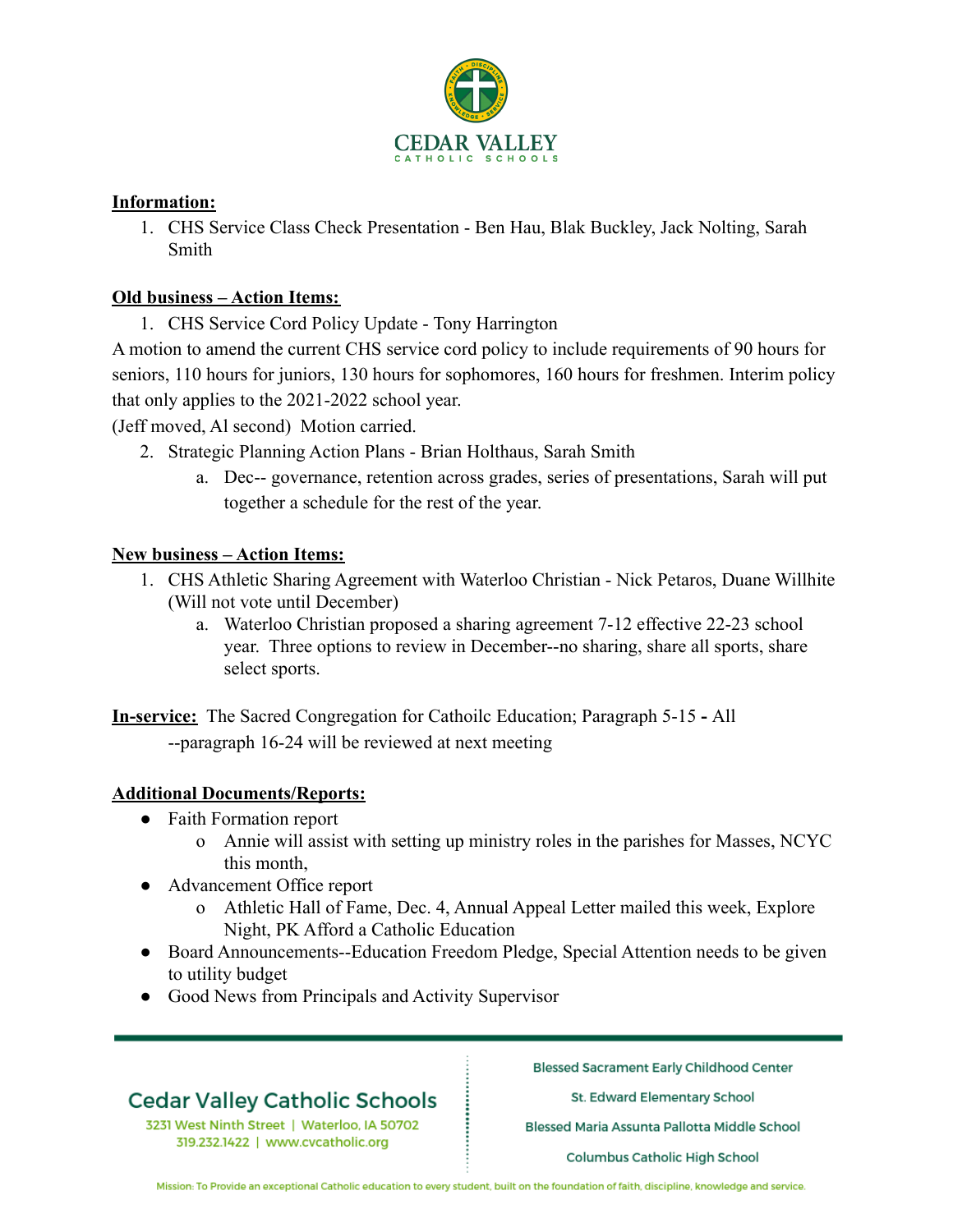**Information:**

1. CHS Service Class Check Presentation - Ben Hau, Blak Buckley, Jack Nolting, Sarah Smith

**Old business – Action Items:**

1. CHS Service Cord Policy Update - Tony Harrington

A motion to amend the current CHS service cord policy to include requirements of 90 hours for seniors, 110 hours for juniors, 130 hours for sophomores, 160 hours for freshmen. Interim policy that only applies to the 2021-2022 school year.

(Jeff moved, Al second) Motion carried.

2. Strategic Planning Action Plans - Brian Holthaus, Sarah Smith
   a. Dec-- governance, retention across grades, series of presentations, Sarah will put together a schedule for the rest of the year.

**New business – Action Items:**

1. CHS Athletic Sharing Agreement with Waterloo Christian - Nick Petaros, Duane Willhite (Will not vote until December)
   a. Waterloo Christian proposed a sharing agreement 7-12 effective 22-23 school year. Three options to review in December--no sharing, share all sports, share select sports.

**In-service:** The Sacred Congregation for Cathoilc Education; Paragraph 5-15 **-** All

--paragraph 16-24 will be reviewed at next meeting

**Additional Documents/Reports:**

- Faith Formation report
  - Annie will assist with setting up ministry roles in the parishes for Masses, NCYC this month,
- Advancement Office report
  - Athletic Hall of Fame, Dec. 4, Annual Appeal Letter mailed this week, Explore Night, PK Afford a Catholic Education
- Board Announcements--Education Freedom Pledge, Special Attention needs to be given to utility budget
- Good News from Principals and Activity Supervisor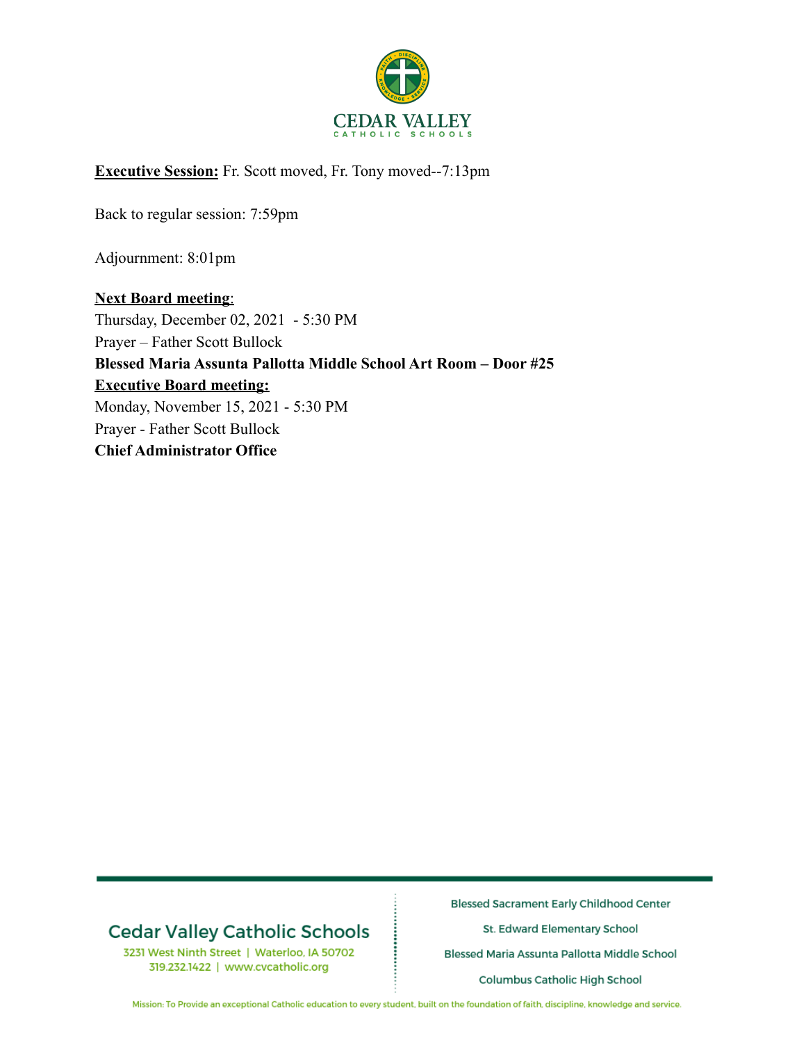**Executive Session:** Fr. Scott moved, Fr. Tony moved--7:13pm

Back to regular session: 7:59pm

Adjournment: 8:01pm

**Next Board meeting**:
Thursday, December 02, 2021 - 5:30 PM
Prayer – Father Scott Bullock
**Blessed Maria Assunta Pallotta Middle School Art Room – Door #25**

**Executive Board meeting:**
Monday, November 15, 2021 - 5:30 PM
Prayer - Father Scott Bullock
**Chief Administrator Office**